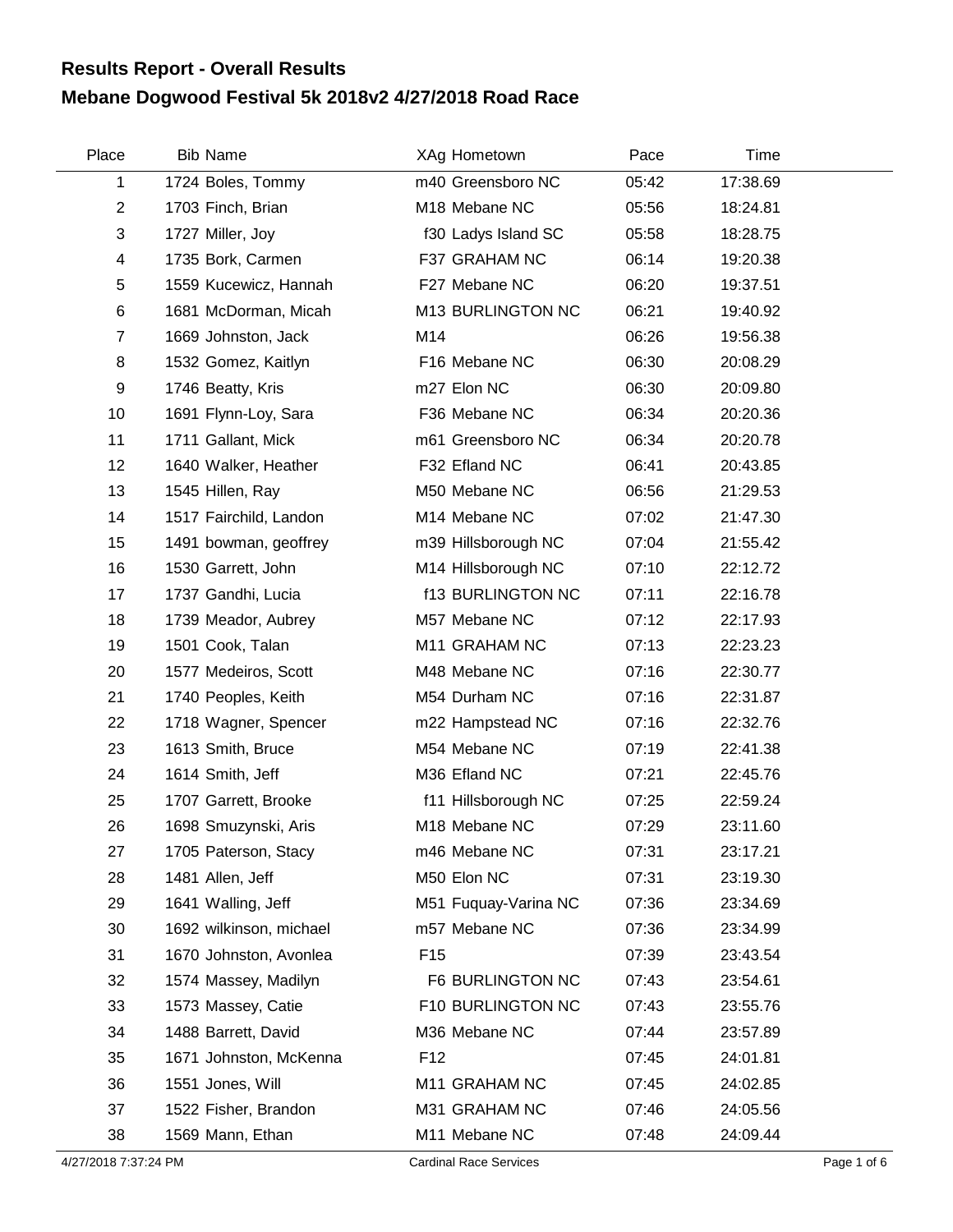# Results Report - Overall Results

## Mebane Dogwood Festival 5k 2018v2 4/27/2018 Road Race

| Place | Bib | Name | XAg | Hometown | Pace | Time |
|---|---|---|---|---|---|---|
| 1 | 1724 | Boles, Tommy | m40 | Greensboro NC | 05:42 | 17:38.69 |
| 2 | 1703 | Finch, Brian | M18 | Mebane NC | 05:56 | 18:24.81 |
| 3 | 1727 | Miller, Joy | f30 | Ladys Island SC | 05:58 | 18:28.75 |
| 4 | 1735 | Bork, Carmen | F37 | GRAHAM NC | 06:14 | 19:20.38 |
| 5 | 1559 | Kucewicz, Hannah | F27 | Mebane NC | 06:20 | 19:37.51 |
| 6 | 1681 | McDorman, Micah | M13 | BURLINGTON NC | 06:21 | 19:40.92 |
| 7 | 1669 | Johnston, Jack | M14 | | 06:26 | 19:56.38 |
| 8 | 1532 | Gomez, Kaitlyn | F16 | Mebane NC | 06:30 | 20:08.29 |
| 9 | 1746 | Beatty, Kris | m27 | Elon NC | 06:30 | 20:09.80 |
| 10 | 1691 | Flynn-Loy, Sara | F36 | Mebane NC | 06:34 | 20:20.36 |
| 11 | 1711 | Gallant, Mick | m61 | Greensboro NC | 06:34 | 20:20.78 |
| 12 | 1640 | Walker, Heather | F32 | Efland NC | 06:41 | 20:43.85 |
| 13 | 1545 | Hillen, Ray | M50 | Mebane NC | 06:56 | 21:29.53 |
| 14 | 1517 | Fairchild, Landon | M14 | Mebane NC | 07:02 | 21:47.30 |
| 15 | 1491 | bowman, geoffrey | m39 | Hillsborough NC | 07:04 | 21:55.42 |
| 16 | 1530 | Garrett, John | M14 | Hillsborough NC | 07:10 | 22:12.72 |
| 17 | 1737 | Gandhi, Lucia | f13 | BURLINGTON NC | 07:11 | 22:16.78 |
| 18 | 1739 | Meador, Aubrey | M57 | Mebane NC | 07:12 | 22:17.93 |
| 19 | 1501 | Cook, Talan | M11 | GRAHAM NC | 07:13 | 22:23.23 |
| 20 | 1577 | Medeiros, Scott | M48 | Mebane NC | 07:16 | 22:30.77 |
| 21 | 1740 | Peoples, Keith | M54 | Durham NC | 07:16 | 22:31.87 |
| 22 | 1718 | Wagner, Spencer | m22 | Hampstead NC | 07:16 | 22:32.76 |
| 23 | 1613 | Smith, Bruce | M54 | Mebane NC | 07:19 | 22:41.38 |
| 24 | 1614 | Smith, Jeff | M36 | Efland NC | 07:21 | 22:45.76 |
| 25 | 1707 | Garrett, Brooke | f11 | Hillsborough NC | 07:25 | 22:59.24 |
| 26 | 1698 | Smuzynski, Aris | M18 | Mebane NC | 07:29 | 23:11.60 |
| 27 | 1705 | Paterson, Stacy | m46 | Mebane NC | 07:31 | 23:17.21 |
| 28 | 1481 | Allen, Jeff | M50 | Elon NC | 07:31 | 23:19.30 |
| 29 | 1641 | Walling, Jeff | M51 | Fuquay-Varina NC | 07:36 | 23:34.69 |
| 30 | 1692 | wilkinson, michael | m57 | Mebane NC | 07:36 | 23:34.99 |
| 31 | 1670 | Johnston, Avonlea | F15 | | 07:39 | 23:43.54 |
| 32 | 1574 | Massey, Madilyn | F6 | BURLINGTON NC | 07:43 | 23:54.61 |
| 33 | 1573 | Massey, Catie | F10 | BURLINGTON NC | 07:43 | 23:55.76 |
| 34 | 1488 | Barrett, David | M36 | Mebane NC | 07:44 | 23:57.89 |
| 35 | 1671 | Johnston, McKenna | F12 | | 07:45 | 24:01.81 |
| 36 | 1551 | Jones, Will | M11 | GRAHAM NC | 07:45 | 24:02.85 |
| 37 | 1522 | Fisher, Brandon | M31 | GRAHAM NC | 07:46 | 24:05.56 |
| 38 | 1569 | Mann, Ethan | M11 | Mebane NC | 07:48 | 24:09.44 |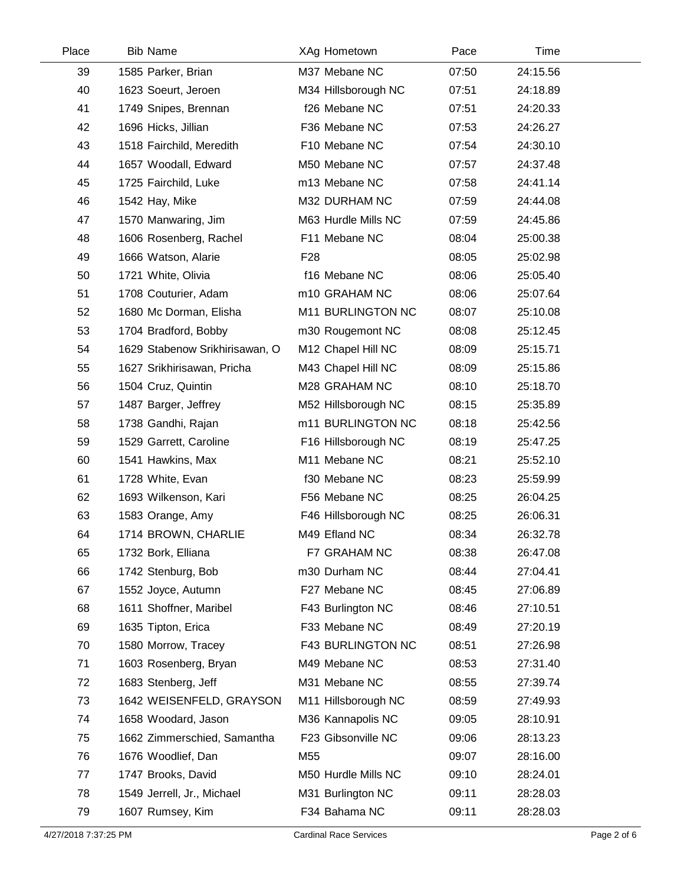| Place | Bib | Name | XAg | Hometown | Pace | Time |
|---|---|---|---|---|---|---|
| 39 | 1585 | Parker, Brian | M37 | Mebane NC | 07:50 | 24:15.56 |
| 40 | 1623 | Soeurt, Jeroen | M34 | Hillsborough NC | 07:51 | 24:18.89 |
| 41 | 1749 | Snipes, Brennan | f26 | Mebane NC | 07:51 | 24:20.33 |
| 42 | 1696 | Hicks, Jillian | F36 | Mebane NC | 07:53 | 24:26.27 |
| 43 | 1518 | Fairchild, Meredith | F10 | Mebane NC | 07:54 | 24:30.10 |
| 44 | 1657 | Woodall, Edward | M50 | Mebane NC | 07:57 | 24:37.48 |
| 45 | 1725 | Fairchild, Luke | m13 | Mebane NC | 07:58 | 24:41.14 |
| 46 | 1542 | Hay, Mike | M32 | DURHAM NC | 07:59 | 24:44.08 |
| 47 | 1570 | Manwaring, Jim | M63 | Hurdle Mills NC | 07:59 | 24:45.86 |
| 48 | 1606 | Rosenberg, Rachel | F11 | Mebane NC | 08:04 | 25:00.38 |
| 49 | 1666 | Watson, Alarie | F28 | | 08:05 | 25:02.98 |
| 50 | 1721 | White, Olivia | f16 | Mebane NC | 08:06 | 25:05.40 |
| 51 | 1708 | Couturier, Adam | m10 | GRAHAM NC | 08:06 | 25:07.64 |
| 52 | 1680 | Mc Dorman, Elisha | M11 | BURLINGTON NC | 08:07 | 25:10.08 |
| 53 | 1704 | Bradford, Bobby | m30 | Rougemont NC | 08:08 | 25:12.45 |
| 54 | 1629 | Stabenow Srikhirisawan, O | M12 | Chapel Hill NC | 08:09 | 25:15.71 |
| 55 | 1627 | Srikhirisawan, Pricha | M43 | Chapel Hill NC | 08:09 | 25:15.86 |
| 56 | 1504 | Cruz, Quintin | M28 | GRAHAM NC | 08:10 | 25:18.70 |
| 57 | 1487 | Barger, Jeffrey | M52 | Hillsborough NC | 08:15 | 25:35.89 |
| 58 | 1738 | Gandhi, Rajan | m11 | BURLINGTON NC | 08:18 | 25:42.56 |
| 59 | 1529 | Garrett, Caroline | F16 | Hillsborough NC | 08:19 | 25:47.25 |
| 60 | 1541 | Hawkins, Max | M11 | Mebane NC | 08:21 | 25:52.10 |
| 61 | 1728 | White, Evan | f30 | Mebane NC | 08:23 | 25:59.99 |
| 62 | 1693 | Wilkenson, Kari | F56 | Mebane NC | 08:25 | 26:04.25 |
| 63 | 1583 | Orange, Amy | F46 | Hillsborough NC | 08:25 | 26:06.31 |
| 64 | 1714 | BROWN, CHARLIE | M49 | Efland NC | 08:34 | 26:32.78 |
| 65 | 1732 | Bork, Elliana | F7 | GRAHAM NC | 08:38 | 26:47.08 |
| 66 | 1742 | Stenburg, Bob | m30 | Durham NC | 08:44 | 27:04.41 |
| 67 | 1552 | Joyce, Autumn | F27 | Mebane NC | 08:45 | 27:06.89 |
| 68 | 1611 | Shoffner, Maribel | F43 | Burlington NC | 08:46 | 27:10.51 |
| 69 | 1635 | Tipton, Erica | F33 | Mebane NC | 08:49 | 27:20.19 |
| 70 | 1580 | Morrow, Tracey | F43 | BURLINGTON NC | 08:51 | 27:26.98 |
| 71 | 1603 | Rosenberg, Bryan | M49 | Mebane NC | 08:53 | 27:31.40 |
| 72 | 1683 | Stenberg, Jeff | M31 | Mebane NC | 08:55 | 27:39.74 |
| 73 | 1642 | WEISENFELD, GRAYSON | M11 | Hillsborough NC | 08:59 | 27:49.93 |
| 74 | 1658 | Woodard, Jason | M36 | Kannapolis NC | 09:05 | 28:10.91 |
| 75 | 1662 | Zimmerschied, Samantha | F23 | Gibsonville NC | 09:06 | 28:13.23 |
| 76 | 1676 | Woodlief, Dan | M55 | | 09:07 | 28:16.00 |
| 77 | 1747 | Brooks, David | M50 | Hurdle Mills NC | 09:10 | 28:24.01 |
| 78 | 1549 | Jerrell, Jr., Michael | M31 | Burlington NC | 09:11 | 28:28.03 |
| 79 | 1607 | Rumsey, Kim | F34 | Bahama NC | 09:11 | 28:28.03 |

4/27/2018 7:37:25 PM — Cardinal Race Services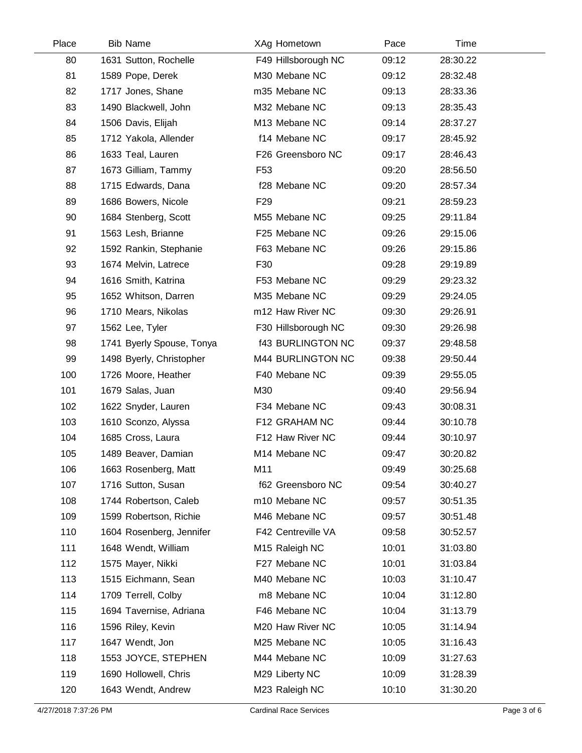| Place | Bib | Name | XAg | Hometown | Pace | Time |
|---|---|---|---|---|---|---|
| 80 | 1631 | Sutton, Rochelle | F49 | Hillsborough NC | 09:12 | 28:30.22 |
| 81 | 1589 | Pope, Derek | M30 | Mebane NC | 09:12 | 28:32.48 |
| 82 | 1717 | Jones, Shane | m35 | Mebane NC | 09:13 | 28:33.36 |
| 83 | 1490 | Blackwell, John | M32 | Mebane NC | 09:13 | 28:35.43 |
| 84 | 1506 | Davis, Elijah | M13 | Mebane NC | 09:14 | 28:37.27 |
| 85 | 1712 | Yakola, Allender | f14 | Mebane NC | 09:17 | 28:45.92 |
| 86 | 1633 | Teal, Lauren | F26 | Greensboro NC | 09:17 | 28:46.43 |
| 87 | 1673 | Gilliam, Tammy | F53 | | 09:20 | 28:56.50 |
| 88 | 1715 | Edwards, Dana | f28 | Mebane NC | 09:20 | 28:57.34 |
| 89 | 1686 | Bowers, Nicole | F29 | | 09:21 | 28:59.23 |
| 90 | 1684 | Stenberg, Scott | M55 | Mebane NC | 09:25 | 29:11.84 |
| 91 | 1563 | Lesh, Brianne | F25 | Mebane NC | 09:26 | 29:15.06 |
| 92 | 1592 | Rankin, Stephanie | F63 | Mebane NC | 09:26 | 29:15.86 |
| 93 | 1674 | Melvin, Latrece | F30 | | 09:28 | 29:19.89 |
| 94 | 1616 | Smith, Katrina | F53 | Mebane NC | 09:29 | 29:23.32 |
| 95 | 1652 | Whitson, Darren | M35 | Mebane NC | 09:29 | 29:24.05 |
| 96 | 1710 | Mears, Nikolas | m12 | Haw River NC | 09:30 | 29:26.91 |
| 97 | 1562 | Lee, Tyler | F30 | Hillsborough NC | 09:30 | 29:26.98 |
| 98 | 1741 | Byerly Spouse, Tonya | f43 | BURLINGTON NC | 09:37 | 29:48.58 |
| 99 | 1498 | Byerly, Christopher | M44 | BURLINGTON NC | 09:38 | 29:50.44 |
| 100 | 1726 | Moore, Heather | F40 | Mebane NC | 09:39 | 29:55.05 |
| 101 | 1679 | Salas, Juan | M30 | | 09:40 | 29:56.94 |
| 102 | 1622 | Snyder, Lauren | F34 | Mebane NC | 09:43 | 30:08.31 |
| 103 | 1610 | Sconzo, Alyssa | F12 | GRAHAM NC | 09:44 | 30:10.78 |
| 104 | 1685 | Cross, Laura | F12 | Haw River NC | 09:44 | 30:10.97 |
| 105 | 1489 | Beaver, Damian | M14 | Mebane NC | 09:47 | 30:20.82 |
| 106 | 1663 | Rosenberg, Matt | M11 | | 09:49 | 30:25.68 |
| 107 | 1716 | Sutton, Susan | f62 | Greensboro NC | 09:54 | 30:40.27 |
| 108 | 1744 | Robertson, Caleb | m10 | Mebane NC | 09:57 | 30:51.35 |
| 109 | 1599 | Robertson, Richie | M46 | Mebane NC | 09:57 | 30:51.48 |
| 110 | 1604 | Rosenberg, Jennifer | F42 | Centreville VA | 09:58 | 30:52.57 |
| 111 | 1648 | Wendt, William | M15 | Raleigh NC | 10:01 | 31:03.80 |
| 112 | 1575 | Mayer, Nikki | F27 | Mebane NC | 10:01 | 31:03.84 |
| 113 | 1515 | Eichmann, Sean | M40 | Mebane NC | 10:03 | 31:10.47 |
| 114 | 1709 | Terrell, Colby | m8 | Mebane NC | 10:04 | 31:12.80 |
| 115 | 1694 | Tavernise, Adriana | F46 | Mebane NC | 10:04 | 31:13.79 |
| 116 | 1596 | Riley, Kevin | M20 | Haw River NC | 10:05 | 31:14.94 |
| 117 | 1647 | Wendt, Jon | M25 | Mebane NC | 10:05 | 31:16.43 |
| 118 | 1553 | JOYCE, STEPHEN | M44 | Mebane NC | 10:09 | 31:27.63 |
| 119 | 1690 | Hollowell, Chris | M29 | Liberty NC | 10:09 | 31:28.39 |
| 120 | 1643 | Wendt, Andrew | M23 | Raleigh NC | 10:10 | 31:30.20 |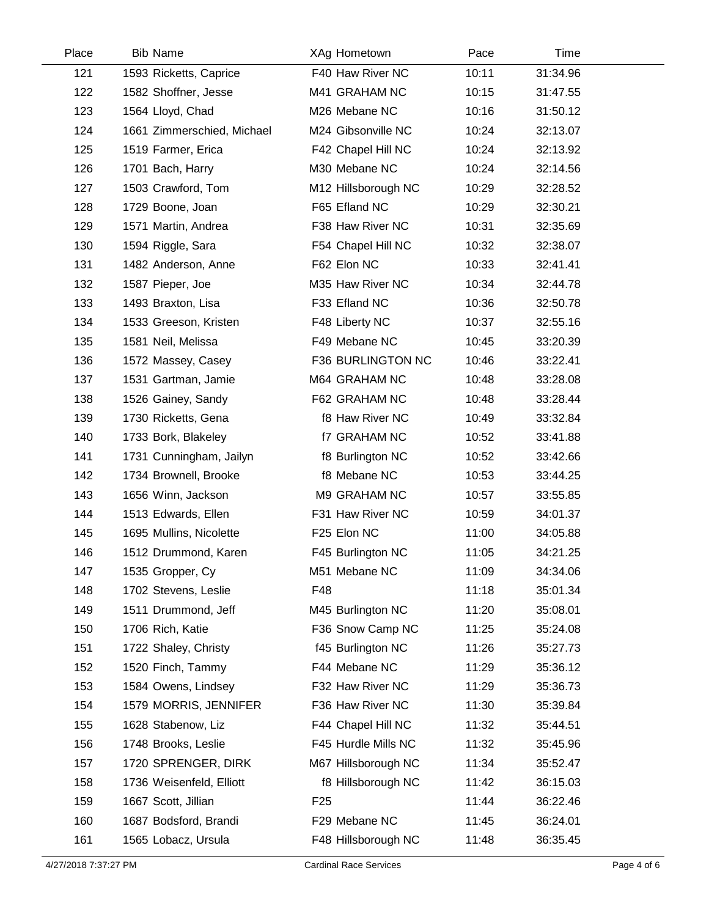| Place | Bib | Name | XAg | Hometown | Pace | Time |
|---|---|---|---|---|---|---|
| 121 | 1593 | Ricketts, Caprice | F40 | Haw River NC | 10:11 | 31:34.96 |
| 122 | 1582 | Shoffner, Jesse | M41 | GRAHAM NC | 10:15 | 31:47.55 |
| 123 | 1564 | Lloyd, Chad | M26 | Mebane NC | 10:16 | 31:50.12 |
| 124 | 1661 | Zimmerschied, Michael | M24 | Gibsonville NC | 10:24 | 32:13.07 |
| 125 | 1519 | Farmer, Erica | F42 | Chapel Hill NC | 10:24 | 32:13.92 |
| 126 | 1701 | Bach, Harry | M30 | Mebane NC | 10:24 | 32:14.56 |
| 127 | 1503 | Crawford, Tom | M12 | Hillsborough NC | 10:29 | 32:28.52 |
| 128 | 1729 | Boone, Joan | F65 | Efland NC | 10:29 | 32:30.21 |
| 129 | 1571 | Martin, Andrea | F38 | Haw River NC | 10:31 | 32:35.69 |
| 130 | 1594 | Riggle, Sara | F54 | Chapel Hill NC | 10:32 | 32:38.07 |
| 131 | 1482 | Anderson, Anne | F62 | Elon NC | 10:33 | 32:41.41 |
| 132 | 1587 | Pieper, Joe | M35 | Haw River NC | 10:34 | 32:44.78 |
| 133 | 1493 | Braxton, Lisa | F33 | Efland NC | 10:36 | 32:50.78 |
| 134 | 1533 | Greeson, Kristen | F48 | Liberty NC | 10:37 | 32:55.16 |
| 135 | 1581 | Neil, Melissa | F49 | Mebane NC | 10:45 | 33:20.39 |
| 136 | 1572 | Massey, Casey | F36 | BURLINGTON NC | 10:46 | 33:22.41 |
| 137 | 1531 | Gartman, Jamie | M64 | GRAHAM NC | 10:48 | 33:28.08 |
| 138 | 1526 | Gainey, Sandy | F62 | GRAHAM NC | 10:48 | 33:28.44 |
| 139 | 1730 | Ricketts, Gena | f8 | Haw River NC | 10:49 | 33:32.84 |
| 140 | 1733 | Bork, Blakeley | f7 | GRAHAM NC | 10:52 | 33:41.88 |
| 141 | 1731 | Cunningham, Jailyn | f8 | Burlington NC | 10:52 | 33:42.66 |
| 142 | 1734 | Brownell, Brooke | f8 | Mebane NC | 10:53 | 33:44.25 |
| 143 | 1656 | Winn, Jackson | M9 | GRAHAM NC | 10:57 | 33:55.85 |
| 144 | 1513 | Edwards, Ellen | F31 | Haw River NC | 10:59 | 34:01.37 |
| 145 | 1695 | Mullins, Nicolette | F25 | Elon NC | 11:00 | 34:05.88 |
| 146 | 1512 | Drummond, Karen | F45 | Burlington NC | 11:05 | 34:21.25 |
| 147 | 1535 | Gropper, Cy | M51 | Mebane NC | 11:09 | 34:34.06 |
| 148 | 1702 | Stevens, Leslie | F48 | | 11:18 | 35:01.34 |
| 149 | 1511 | Drummond, Jeff | M45 | Burlington NC | 11:20 | 35:08.01 |
| 150 | 1706 | Rich, Katie | F36 | Snow Camp NC | 11:25 | 35:24.08 |
| 151 | 1722 | Shaley, Christy | f45 | Burlington NC | 11:26 | 35:27.73 |
| 152 | 1520 | Finch, Tammy | F44 | Mebane NC | 11:29 | 35:36.12 |
| 153 | 1584 | Owens, Lindsey | F32 | Haw River NC | 11:29 | 35:36.73 |
| 154 | 1579 | MORRIS, JENNIFER | F36 | Haw River NC | 11:30 | 35:39.84 |
| 155 | 1628 | Stabenow, Liz | F44 | Chapel Hill NC | 11:32 | 35:44.51 |
| 156 | 1748 | Brooks, Leslie | F45 | Hurdle Mills NC | 11:32 | 35:45.96 |
| 157 | 1720 | SPRENGER, DIRK | M67 | Hillsborough NC | 11:34 | 35:52.47 |
| 158 | 1736 | Weisenfeld, Elliott | f8 | Hillsborough NC | 11:42 | 36:15.03 |
| 159 | 1667 | Scott, Jillian | F25 | | 11:44 | 36:22.46 |
| 160 | 1687 | Bodsford, Brandi | F29 | Mebane NC | 11:45 | 36:24.01 |
| 161 | 1565 | Lobacz, Ursula | F48 | Hillsborough NC | 11:48 | 36:35.45 |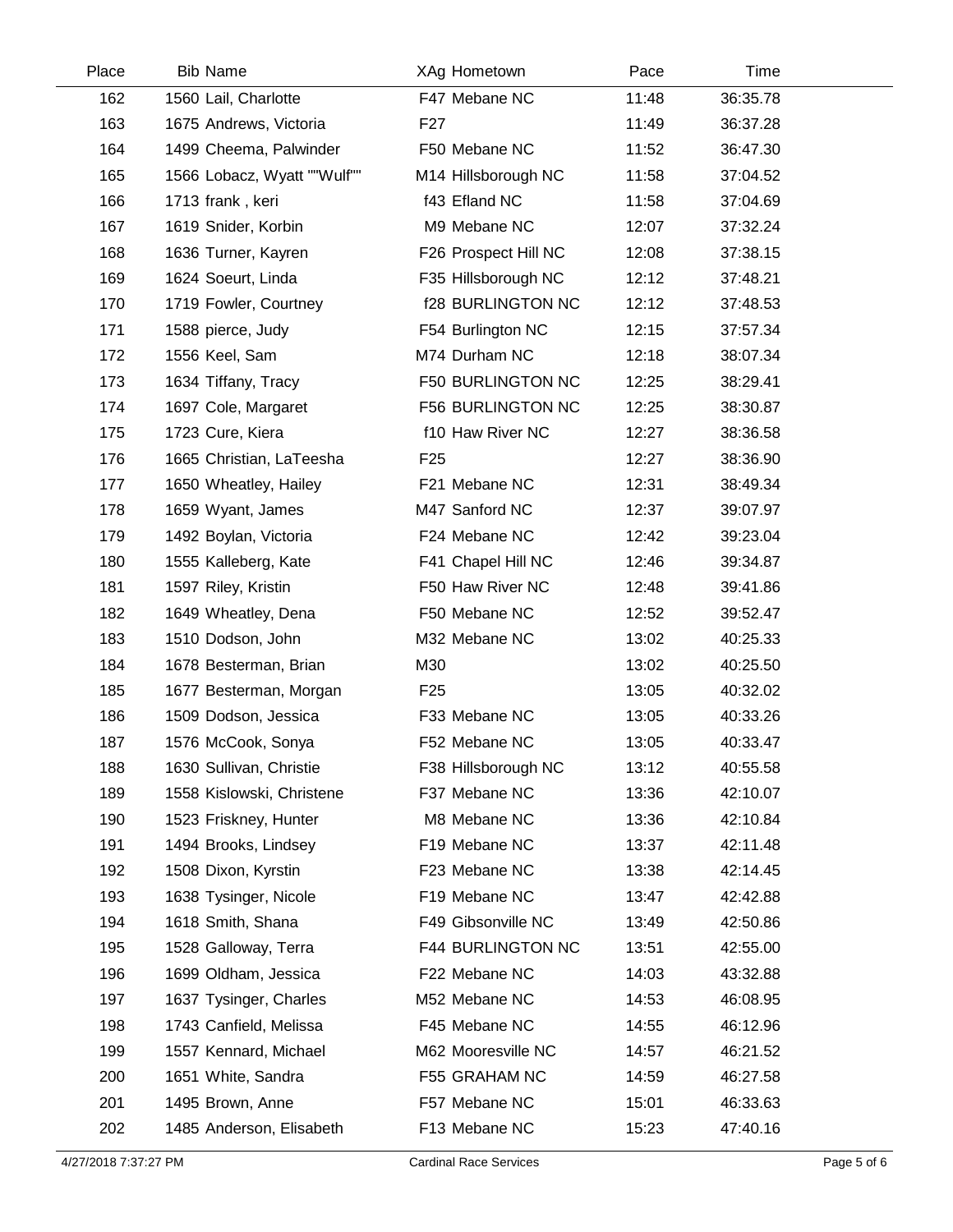| Place | Bib | Name | XAg | Hometown | Pace | Time |
|---|---|---|---|---|---|---|
| 162 | 1560 | Lail, Charlotte | F47 | Mebane NC | 11:48 | 36:35.78 |
| 163 | 1675 | Andrews, Victoria | F27 | | 11:49 | 36:37.28 |
| 164 | 1499 | Cheema, Palwinder | F50 | Mebane NC | 11:52 | 36:47.30 |
| 165 | 1566 | Lobacz, Wyatt ""Wulf"" | M14 | Hillsborough NC | 11:58 | 37:04.52 |
| 166 | 1713 | frank , keri | f43 | Efland NC | 11:58 | 37:04.69 |
| 167 | 1619 | Snider, Korbin | M9 | Mebane NC | 12:07 | 37:32.24 |
| 168 | 1636 | Turner, Kayren | F26 | Prospect Hill NC | 12:08 | 37:38.15 |
| 169 | 1624 | Soeurt, Linda | F35 | Hillsborough NC | 12:12 | 37:48.21 |
| 170 | 1719 | Fowler, Courtney | f28 | BURLINGTON NC | 12:12 | 37:48.53 |
| 171 | 1588 | pierce, Judy | F54 | Burlington NC | 12:15 | 37:57.34 |
| 172 | 1556 | Keel, Sam | M74 | Durham NC | 12:18 | 38:07.34 |
| 173 | 1634 | Tiffany, Tracy | F50 | BURLINGTON NC | 12:25 | 38:29.41 |
| 174 | 1697 | Cole, Margaret | F56 | BURLINGTON NC | 12:25 | 38:30.87 |
| 175 | 1723 | Cure, Kiera | f10 | Haw River NC | 12:27 | 38:36.58 |
| 176 | 1665 | Christian, LaTeesha | F25 | | 12:27 | 38:36.90 |
| 177 | 1650 | Wheatley, Hailey | F21 | Mebane NC | 12:31 | 38:49.34 |
| 178 | 1659 | Wyant, James | M47 | Sanford NC | 12:37 | 39:07.97 |
| 179 | 1492 | Boylan, Victoria | F24 | Mebane NC | 12:42 | 39:23.04 |
| 180 | 1555 | Kalleberg, Kate | F41 | Chapel Hill NC | 12:46 | 39:34.87 |
| 181 | 1597 | Riley, Kristin | F50 | Haw River NC | 12:48 | 39:41.86 |
| 182 | 1649 | Wheatley, Dena | F50 | Mebane NC | 12:52 | 39:52.47 |
| 183 | 1510 | Dodson, John | M32 | Mebane NC | 13:02 | 40:25.33 |
| 184 | 1678 | Besterman, Brian | M30 | | 13:02 | 40:25.50 |
| 185 | 1677 | Besterman, Morgan | F25 | | 13:05 | 40:32.02 |
| 186 | 1509 | Dodson, Jessica | F33 | Mebane NC | 13:05 | 40:33.26 |
| 187 | 1576 | McCook, Sonya | F52 | Mebane NC | 13:05 | 40:33.47 |
| 188 | 1630 | Sullivan, Christie | F38 | Hillsborough NC | 13:12 | 40:55.58 |
| 189 | 1558 | Kislowski, Christene | F37 | Mebane NC | 13:36 | 42:10.07 |
| 190 | 1523 | Friskney, Hunter | M8 | Mebane NC | 13:36 | 42:10.84 |
| 191 | 1494 | Brooks, Lindsey | F19 | Mebane NC | 13:37 | 42:11.48 |
| 192 | 1508 | Dixon, Kyrstin | F23 | Mebane NC | 13:38 | 42:14.45 |
| 193 | 1638 | Tysinger, Nicole | F19 | Mebane NC | 13:47 | 42:42.88 |
| 194 | 1618 | Smith, Shana | F49 | Gibsonville NC | 13:49 | 42:50.86 |
| 195 | 1528 | Galloway, Terra | F44 | BURLINGTON NC | 13:51 | 42:55.00 |
| 196 | 1699 | Oldham, Jessica | F22 | Mebane NC | 14:03 | 43:32.88 |
| 197 | 1637 | Tysinger, Charles | M52 | Mebane NC | 14:53 | 46:08.95 |
| 198 | 1743 | Canfield, Melissa | F45 | Mebane NC | 14:55 | 46:12.96 |
| 199 | 1557 | Kennard, Michael | M62 | Mooresville NC | 14:57 | 46:21.52 |
| 200 | 1651 | White, Sandra | F55 | GRAHAM NC | 14:59 | 46:27.58 |
| 201 | 1495 | Brown, Anne | F57 | Mebane NC | 15:01 | 46:33.63 |
| 202 | 1485 | Anderson, Elisabeth | F13 | Mebane NC | 15:23 | 47:40.16 |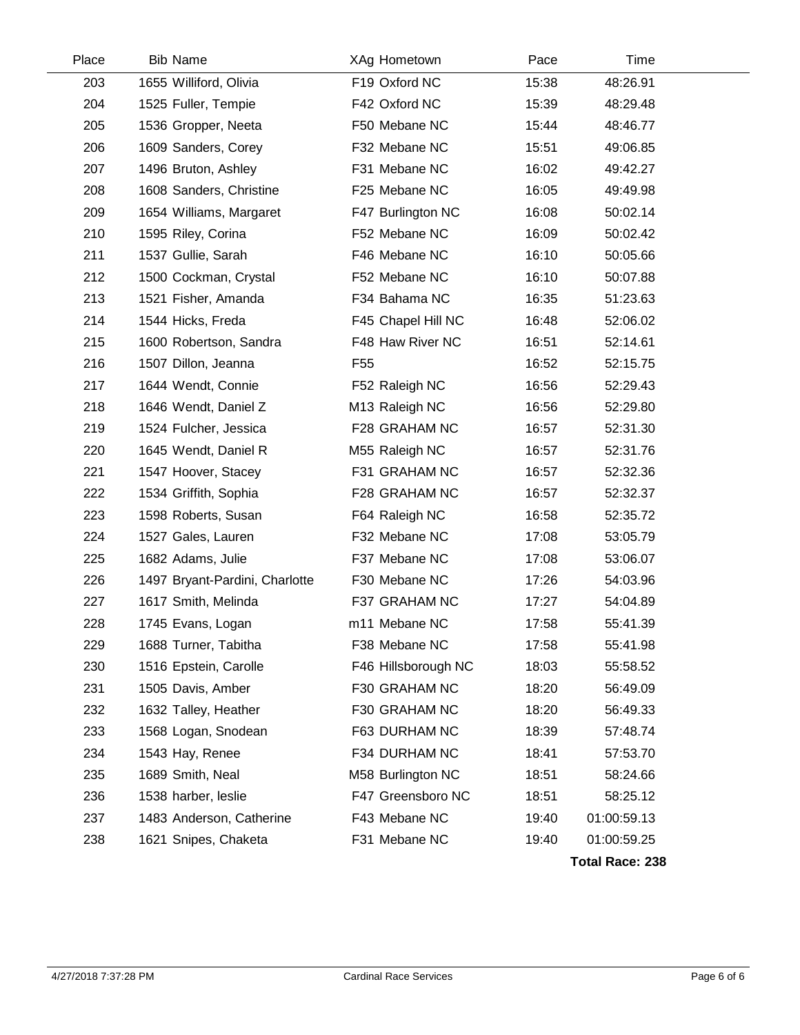| Place | Bib | Name | XAg | Hometown | Pace | Time |
|---|---|---|---|---|---|---|
| 203 | 1655 | Williford, Olivia | F19 | Oxford NC | 15:38 | 48:26.91 |
| 204 | 1525 | Fuller, Tempie | F42 | Oxford NC | 15:39 | 48:29.48 |
| 205 | 1536 | Gropper, Neeta | F50 | Mebane NC | 15:44 | 48:46.77 |
| 206 | 1609 | Sanders, Corey | F32 | Mebane NC | 15:51 | 49:06.85 |
| 207 | 1496 | Bruton, Ashley | F31 | Mebane NC | 16:02 | 49:42.27 |
| 208 | 1608 | Sanders, Christine | F25 | Mebane NC | 16:05 | 49:49.98 |
| 209 | 1654 | Williams, Margaret | F47 | Burlington NC | 16:08 | 50:02.14 |
| 210 | 1595 | Riley, Corina | F52 | Mebane NC | 16:09 | 50:02.42 |
| 211 | 1537 | Gullie, Sarah | F46 | Mebane NC | 16:10 | 50:05.66 |
| 212 | 1500 | Cockman, Crystal | F52 | Mebane NC | 16:10 | 50:07.88 |
| 213 | 1521 | Fisher, Amanda | F34 | Bahama NC | 16:35 | 51:23.63 |
| 214 | 1544 | Hicks, Freda | F45 | Chapel Hill NC | 16:48 | 52:06.02 |
| 215 | 1600 | Robertson, Sandra | F48 | Haw River NC | 16:51 | 52:14.61 |
| 216 | 1507 | Dillon, Jeanna | F55 | | 16:52 | 52:15.75 |
| 217 | 1644 | Wendt, Connie | F52 | Raleigh NC | 16:56 | 52:29.43 |
| 218 | 1646 | Wendt, Daniel Z | M13 | Raleigh NC | 16:56 | 52:29.80 |
| 219 | 1524 | Fulcher, Jessica | F28 | GRAHAM NC | 16:57 | 52:31.30 |
| 220 | 1645 | Wendt, Daniel R | M55 | Raleigh NC | 16:57 | 52:31.76 |
| 221 | 1547 | Hoover, Stacey | F31 | GRAHAM NC | 16:57 | 52:32.36 |
| 222 | 1534 | Griffith, Sophia | F28 | GRAHAM NC | 16:57 | 52:32.37 |
| 223 | 1598 | Roberts, Susan | F64 | Raleigh NC | 16:58 | 52:35.72 |
| 224 | 1527 | Gales, Lauren | F32 | Mebane NC | 17:08 | 53:05.79 |
| 225 | 1682 | Adams, Julie | F37 | Mebane NC | 17:08 | 53:06.07 |
| 226 | 1497 | Bryant-Pardini, Charlotte | F30 | Mebane NC | 17:26 | 54:03.96 |
| 227 | 1617 | Smith, Melinda | F37 | GRAHAM NC | 17:27 | 54:04.89 |
| 228 | 1745 | Evans, Logan | m11 | Mebane NC | 17:58 | 55:41.39 |
| 229 | 1688 | Turner, Tabitha | F38 | Mebane NC | 17:58 | 55:41.98 |
| 230 | 1516 | Epstein, Carolle | F46 | Hillsborough NC | 18:03 | 55:58.52 |
| 231 | 1505 | Davis, Amber | F30 | GRAHAM NC | 18:20 | 56:49.09 |
| 232 | 1632 | Talley, Heather | F30 | GRAHAM NC | 18:20 | 56:49.33 |
| 233 | 1568 | Logan, Snodean | F63 | DURHAM NC | 18:39 | 57:48.74 |
| 234 | 1543 | Hay, Renee | F34 | DURHAM NC | 18:41 | 57:53.70 |
| 235 | 1689 | Smith, Neal | M58 | Burlington NC | 18:51 | 58:24.66 |
| 236 | 1538 | harber, leslie | F47 | Greensboro NC | 18:51 | 58:25.12 |
| 237 | 1483 | Anderson, Catherine | F43 | Mebane NC | 19:40 | 01:00:59.13 |
| 238 | 1621 | Snipes, Chaketa | F31 | Mebane NC | 19:40 | 01:00:59.25 |

**Total Race: 238**

4/27/2018 7:37:28 PM Cardinal Race Services